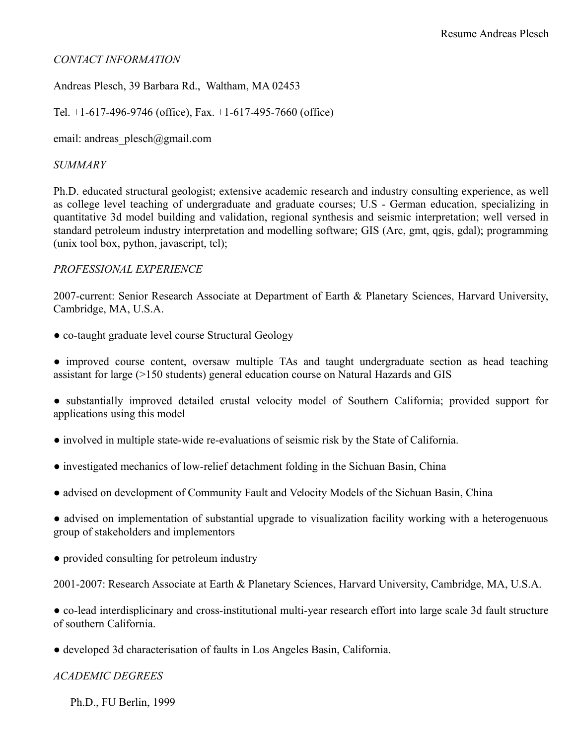Resume Andreas Plesch

## *CONTACT INFORMATION*

Andreas Plesch, 39 Barbara Rd., Waltham, MA 02453

Tel. +1-617-496-9746 (office), Fax. +1-617-495-7660 (office)

email: andreas_plesch@gmail.com

## *SUMMARY*

Ph.D. educated structural geologist; extensive academic research and industry consulting experience, as well as college level teaching of undergraduate and graduate courses; U.S - German education, specializing in quantitative 3d model building and validation, regional synthesis and seismic interpretation; well versed in standard petroleum industry interpretation and modelling software; GIS (Arc, gmt, qgis, gdal); programming (unix tool box, python, javascript, tcl);

## *PROFESSIONAL EXPERIENCE*

2007-current: Senior Research Associate at Department of Earth & Planetary Sciences, Harvard University, Cambridge, MA, U.S.A.

- co-taught graduate level course Structural Geology
- improved course content, oversaw multiple TAs and taught undergraduate section as head teaching assistant for large (>150 students) general education course on Natural Hazards and GIS
- substantially improved detailed crustal velocity model of Southern California; provided support for applications using this model
- involved in multiple state-wide re-evaluations of seismic risk by the State of California.
- investigated mechanics of low-relief detachment folding in the Sichuan Basin, China
- advised on development of Community Fault and Velocity Models of the Sichuan Basin, China
- advised on implementation of substantial upgrade to visualization facility working with a heterogenuous group of stakeholders and implementors
- provided consulting for petroleum industry

2001-2007: Research Associate at Earth & Planetary Sciences, Harvard University, Cambridge, MA, U.S.A.

- co-lead interdisplicinary and cross-institutional multi-year research effort into large scale 3d fault structure of southern California.
- developed 3d characterisation of faults in Los Angeles Basin, California.

## *ACADEMIC DEGREES*

Ph.D., FU Berlin, 1999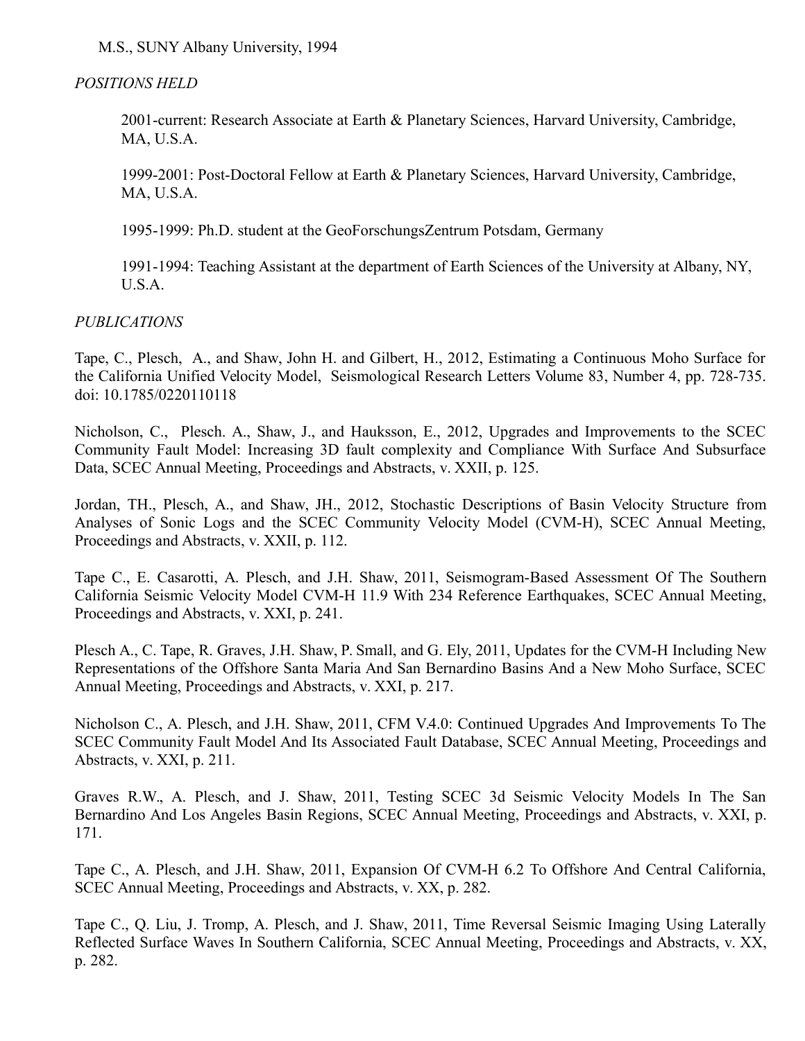M.S., SUNY Albany University, 1994

*POSITIONS HELD*

2001-current: Research Associate at Earth & Planetary Sciences, Harvard University, Cambridge, MA, U.S.A.

1999-2001: Post-Doctoral Fellow at Earth & Planetary Sciences, Harvard University, Cambridge, MA, U.S.A.

1995-1999: Ph.D. student at the GeoForschungsZentrum Potsdam, Germany

1991-1994: Teaching Assistant at the department of Earth Sciences of the University at Albany, NY, U.S.A.

*PUBLICATIONS*

Tape, C., Plesch, A., and Shaw, John H. and Gilbert, H., 2012, Estimating a Continuous Moho Surface for the California Unified Velocity Model, Seismological Research Letters Volume 83, Number 4, pp. 728-735. doi: 10.1785/0220110118

Nicholson, C., Plesch. A., Shaw, J., and Hauksson, E., 2012, Upgrades and Improvements to the SCEC Community Fault Model: Increasing 3D fault complexity and Compliance With Surface And Subsurface Data, SCEC Annual Meeting, Proceedings and Abstracts, v. XXII, p. 125.

Jordan, TH., Plesch, A., and Shaw, JH., 2012, Stochastic Descriptions of Basin Velocity Structure from Analyses of Sonic Logs and the SCEC Community Velocity Model (CVM-H), SCEC Annual Meeting, Proceedings and Abstracts, v. XXII, p. 112.

Tape C., E. Casarotti, A. Plesch, and J.H. Shaw, 2011, Seismogram-Based Assessment Of The Southern California Seismic Velocity Model CVM-H 11.9 With 234 Reference Earthquakes, SCEC Annual Meeting, Proceedings and Abstracts, v. XXI, p. 241.

Plesch A., C. Tape, R. Graves, J.H. Shaw, P. Small, and G. Ely, 2011, Updates for the CVM-H Including New Representations of the Offshore Santa Maria And San Bernardino Basins And a New Moho Surface, SCEC Annual Meeting, Proceedings and Abstracts, v. XXI, p. 217.

Nicholson C., A. Plesch, and J.H. Shaw, 2011, CFM V.4.0: Continued Upgrades And Improvements To The SCEC Community Fault Model And Its Associated Fault Database, SCEC Annual Meeting, Proceedings and Abstracts, v. XXI, p. 211.

Graves R.W., A. Plesch, and J. Shaw, 2011, Testing SCEC 3d Seismic Velocity Models In The San Bernardino And Los Angeles Basin Regions, SCEC Annual Meeting, Proceedings and Abstracts, v. XXI, p. 171.

Tape C., A. Plesch, and J.H. Shaw, 2011, Expansion Of CVM-H 6.2 To Offshore And Central California, SCEC Annual Meeting, Proceedings and Abstracts, v. XX, p. 282.

Tape C., Q. Liu, J. Tromp, A. Plesch, and J. Shaw, 2011, Time Reversal Seismic Imaging Using Laterally Reflected Surface Waves In Southern California, SCEC Annual Meeting, Proceedings and Abstracts, v. XX, p. 282.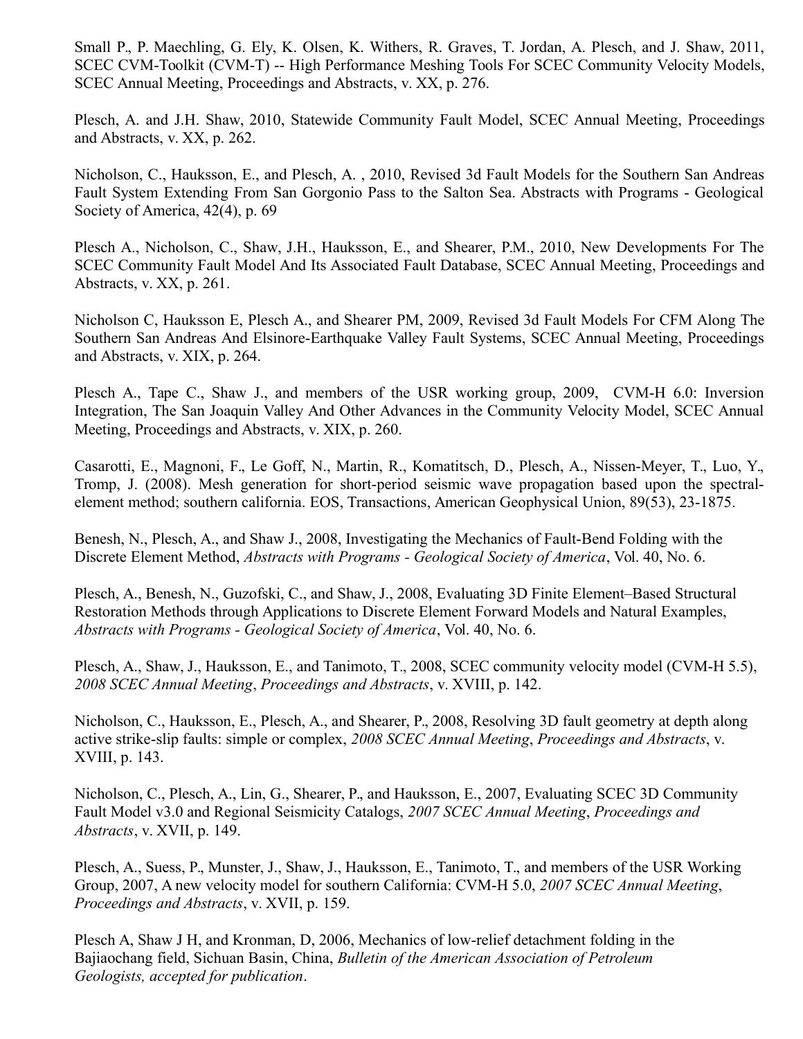Small P., P. Maechling, G. Ely, K. Olsen, K. Withers, R. Graves, T. Jordan, A. Plesch, and J. Shaw, 2011, SCEC CVM-Toolkit (CVM-T) -- High Performance Meshing Tools For SCEC Community Velocity Models, SCEC Annual Meeting, Proceedings and Abstracts, v. XX, p. 276.

Plesch, A. and J.H. Shaw, 2010, Statewide Community Fault Model, SCEC Annual Meeting, Proceedings and Abstracts, v. XX, p. 262.

Nicholson, C., Hauksson, E., and Plesch, A. , 2010, Revised 3d Fault Models for the Southern San Andreas Fault System Extending From San Gorgonio Pass to the Salton Sea. Abstracts with Programs - Geological Society of America, 42(4), p. 69

Plesch A., Nicholson, C., Shaw, J.H., Hauksson, E., and Shearer, P.M., 2010, New Developments For The SCEC Community Fault Model And Its Associated Fault Database, SCEC Annual Meeting, Proceedings and Abstracts, v. XX, p. 261.

Nicholson C, Hauksson E, Plesch A., and Shearer PM, 2009, Revised 3d Fault Models For CFM Along The Southern San Andreas And Elsinore-Earthquake Valley Fault Systems, SCEC Annual Meeting, Proceedings and Abstracts, v. XIX, p. 264.

Plesch A., Tape C., Shaw J., and members of the USR working group, 2009, CVM-H 6.0: Inversion Integration, The San Joaquin Valley And Other Advances in the Community Velocity Model, SCEC Annual Meeting, Proceedings and Abstracts, v. XIX, p. 260.

Casarotti, E., Magnoni, F., Le Goff, N., Martin, R., Komatitsch, D., Plesch, A., Nissen-Meyer, T., Luo, Y., Tromp, J. (2008). Mesh generation for short-period seismic wave propagation based upon the spectral-element method; southern california. EOS, Transactions, American Geophysical Union, 89(53), 23-1875.

Benesh, N., Plesch, A., and Shaw J., 2008, Investigating the Mechanics of Fault-Bend Folding with the Discrete Element Method, *Abstracts with Programs - Geological Society of America*, Vol. 40, No. 6.

Plesch, A., Benesh, N., Guzofski, C., and Shaw, J., 2008, Evaluating 3D Finite Element–Based Structural Restoration Methods through Applications to Discrete Element Forward Models and Natural Examples, *Abstracts with Programs - Geological Society of America*, Vol. 40, No. 6.

Plesch, A., Shaw, J., Hauksson, E., and Tanimoto, T., 2008, SCEC community velocity model (CVM-H 5.5), *2008 SCEC Annual Meeting*, *Proceedings and Abstracts*, v. XVIII, p. 142.

Nicholson, C., Hauksson, E., Plesch, A., and Shearer, P., 2008, Resolving 3D fault geometry at depth along active strike-slip faults: simple or complex, *2008 SCEC Annual Meeting*, *Proceedings and Abstracts*, v. XVIII, p. 143.

Nicholson, C., Plesch, A., Lin, G., Shearer, P., and Hauksson, E., 2007, Evaluating SCEC 3D Community Fault Model v3.0 and Regional Seismicity Catalogs, *2007 SCEC Annual Meeting*, *Proceedings and Abstracts*, v. XVII, p. 149.

Plesch, A., Suess, P., Munster, J., Shaw, J., Hauksson, E., Tanimoto, T., and members of the USR Working Group, 2007, A new velocity model for southern California: CVM-H 5.0, *2007 SCEC Annual Meeting*, *Proceedings and Abstracts*, v. XVII, p. 159.

Plesch A, Shaw J H, and Kronman, D, 2006, Mechanics of low-relief detachment folding in the Bajiaochang field, Sichuan Basin, China, *Bulletin of the American Association of Petroleum Geologists, accepted for publication*.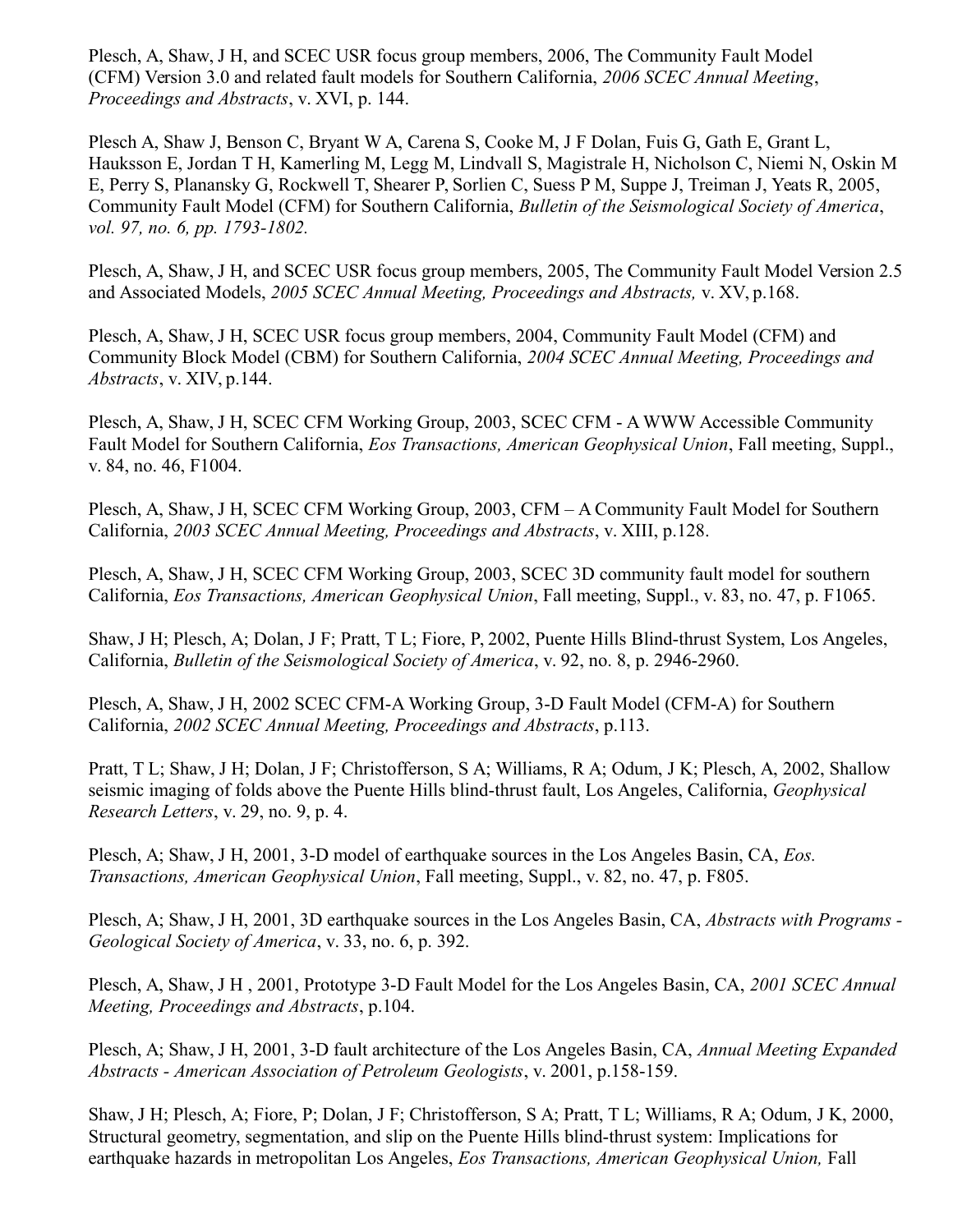Plesch, A, Shaw, J H, and SCEC USR focus group members, 2006, The Community Fault Model (CFM) Version 3.0 and related fault models for Southern California, *2006 SCEC Annual Meeting*, *Proceedings and Abstracts*, v. XVI, p. 144.

Plesch A, Shaw J, Benson C, Bryant W A, Carena S, Cooke M, J F Dolan, Fuis G, Gath E, Grant L, Hauksson E, Jordan T H, Kamerling M, Legg M, Lindvall S, Magistrale H, Nicholson C, Niemi N, Oskin M E, Perry S, Planansky G, Rockwell T, Shearer P, Sorlien C, Suess P M, Suppe J, Treiman J, Yeats R, 2005, Community Fault Model (CFM) for Southern California, *Bulletin of the Seismological Society of America*, *vol. 97, no. 6, pp. 1793-1802.*

Plesch, A, Shaw, J H, and SCEC USR focus group members, 2005, The Community Fault Model Version 2.5 and Associated Models, *2005 SCEC Annual Meeting, Proceedings and Abstracts,* v. XV, p.168.

Plesch, A, Shaw, J H, SCEC USR focus group members, 2004, Community Fault Model (CFM) and Community Block Model (CBM) for Southern California, *2004 SCEC Annual Meeting, Proceedings and Abstracts*, v. XIV, p.144.

Plesch, A, Shaw, J H, SCEC CFM Working Group, 2003, SCEC CFM - A WWW Accessible Community Fault Model for Southern California, *Eos Transactions, American Geophysical Union*, Fall meeting, Suppl., v. 84, no. 46, F1004.

Plesch, A, Shaw, J H, SCEC CFM Working Group, 2003, CFM – A Community Fault Model for Southern California, *2003 SCEC Annual Meeting, Proceedings and Abstracts*, v. XIII, p.128.

Plesch, A, Shaw, J H, SCEC CFM Working Group, 2003, SCEC 3D community fault model for southern California, *Eos Transactions, American Geophysical Union*, Fall meeting, Suppl., v. 83, no. 47, p. F1065.

Shaw, J H; Plesch, A; Dolan, J F; Pratt, T L; Fiore, P, 2002, Puente Hills Blind-thrust System, Los Angeles, California, *Bulletin of the Seismological Society of America*, v. 92, no. 8, p. 2946-2960.

Plesch, A, Shaw, J H, 2002 SCEC CFM-A Working Group, 3-D Fault Model (CFM-A) for Southern California, *2002 SCEC Annual Meeting, Proceedings and Abstracts*, p.113.

Pratt, T L; Shaw, J H; Dolan, J F; Christofferson, S A; Williams, R A; Odum, J K; Plesch, A, 2002, Shallow seismic imaging of folds above the Puente Hills blind-thrust fault, Los Angeles, California, *Geophysical Research Letters*, v. 29, no. 9, p. 4.

Plesch, A; Shaw, J H, 2001, 3-D model of earthquake sources in the Los Angeles Basin, CA, *Eos. Transactions, American Geophysical Union*, Fall meeting, Suppl., v. 82, no. 47, p. F805.

Plesch, A; Shaw, J H, 2001, 3D earthquake sources in the Los Angeles Basin, CA, *Abstracts with Programs - Geological Society of America*, v. 33, no. 6, p. 392.

Plesch, A, Shaw, J H , 2001, Prototype 3-D Fault Model for the Los Angeles Basin, CA, *2001 SCEC Annual Meeting, Proceedings and Abstracts*, p.104.

Plesch, A; Shaw, J H, 2001, 3-D fault architecture of the Los Angeles Basin, CA, *Annual Meeting Expanded Abstracts - American Association of Petroleum Geologists*, v. 2001, p.158-159.

Shaw, J H; Plesch, A; Fiore, P; Dolan, J F; Christofferson, S A; Pratt, T L; Williams, R A; Odum, J K, 2000, Structural geometry, segmentation, and slip on the Puente Hills blind-thrust system: Implications for earthquake hazards in metropolitan Los Angeles, *Eos Transactions, American Geophysical Union,* Fall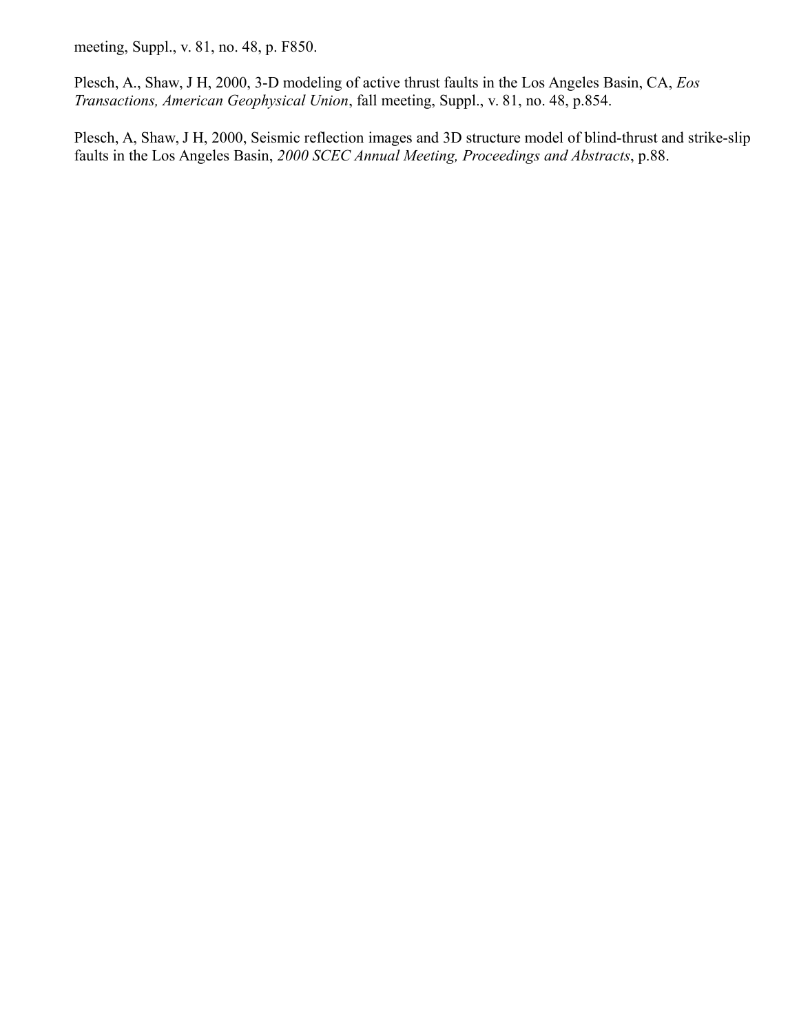meeting, Suppl., v. 81, no. 48, p. F850.

Plesch, A., Shaw, J H, 2000, 3-D modeling of active thrust faults in the Los Angeles Basin, CA, *Eos Transactions, American Geophysical Union*, fall meeting, Suppl., v. 81, no. 48, p.854.

Plesch, A, Shaw, J H, 2000, Seismic reflection images and 3D structure model of blind-thrust and strike-slip faults in the Los Angeles Basin, *2000 SCEC Annual Meeting, Proceedings and Abstracts*, p.88.